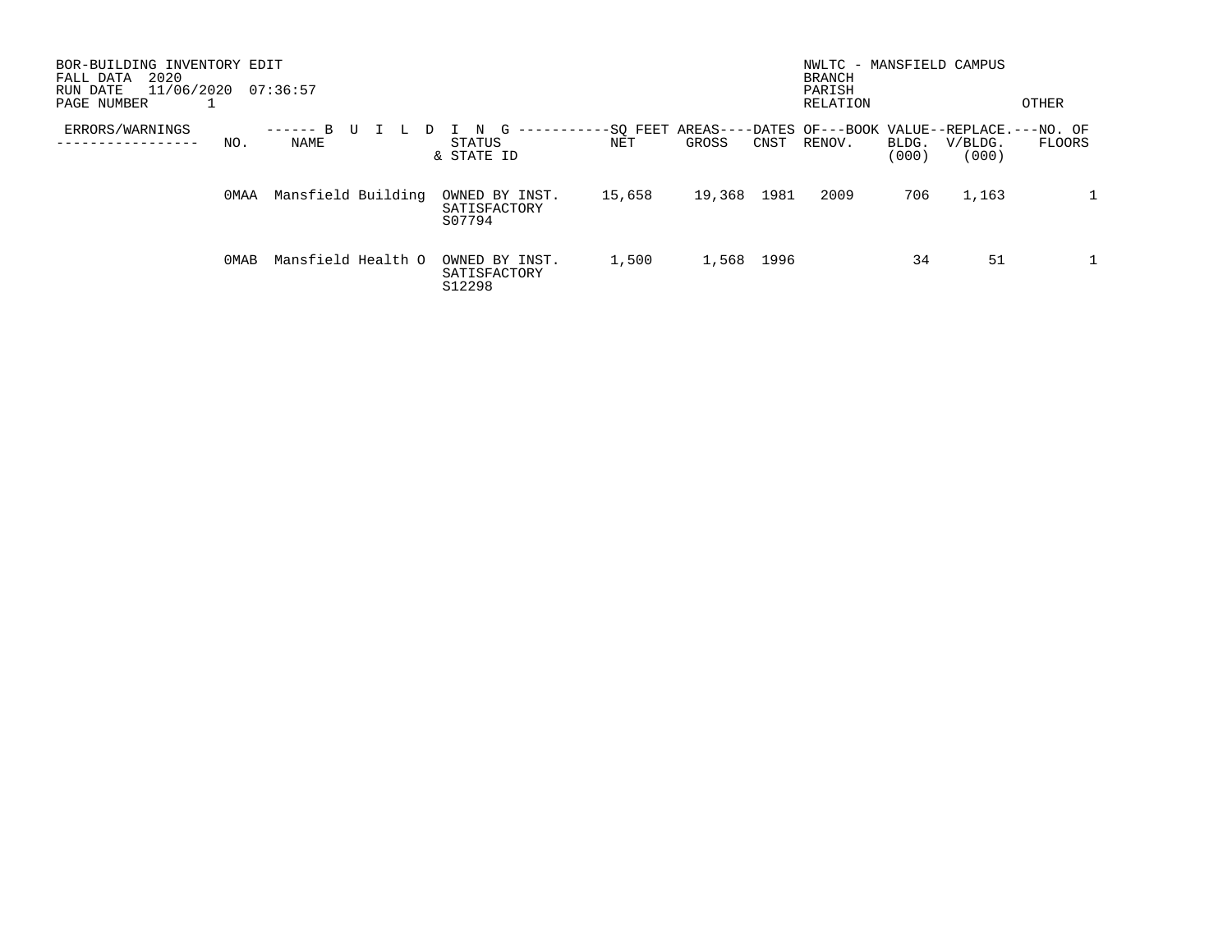BOR-BUILDING INVENTORY EDIT
FALL DATA 2020
RUN DATE 11/06/2020 07:36:57
PAGE NUMBER 1

NWLTC - MANSFIELD CAMPUS
BRANCH
PARISH
RELATION
OTHER

| ERRORS/WARNINGS | NO. | NAME | STATUS & STATE ID | SQ FEET AREAS NET | SQ FEET AREAS GROSS | DATES OF CNST | DATES OF RENOV. | BOOK VALUE BLDG. (000) | REPLACE. V/BLDG. (000) | NO. OF FLOORS |
|---|---|---|---|---|---|---|---|---|---|---|
| | 0MAA | Mansfield Building | OWNED BY INST. SATISFACTORY S07794 | 15,658 | 19,368 | 1981 | 2009 | 706 | 1,163 | 1 |
| | 0MAB | Mansfield Health O | OWNED BY INST. SATISFACTORY S12298 | 1,500 | 1,568 | 1996 | | 34 | 51 | 1 |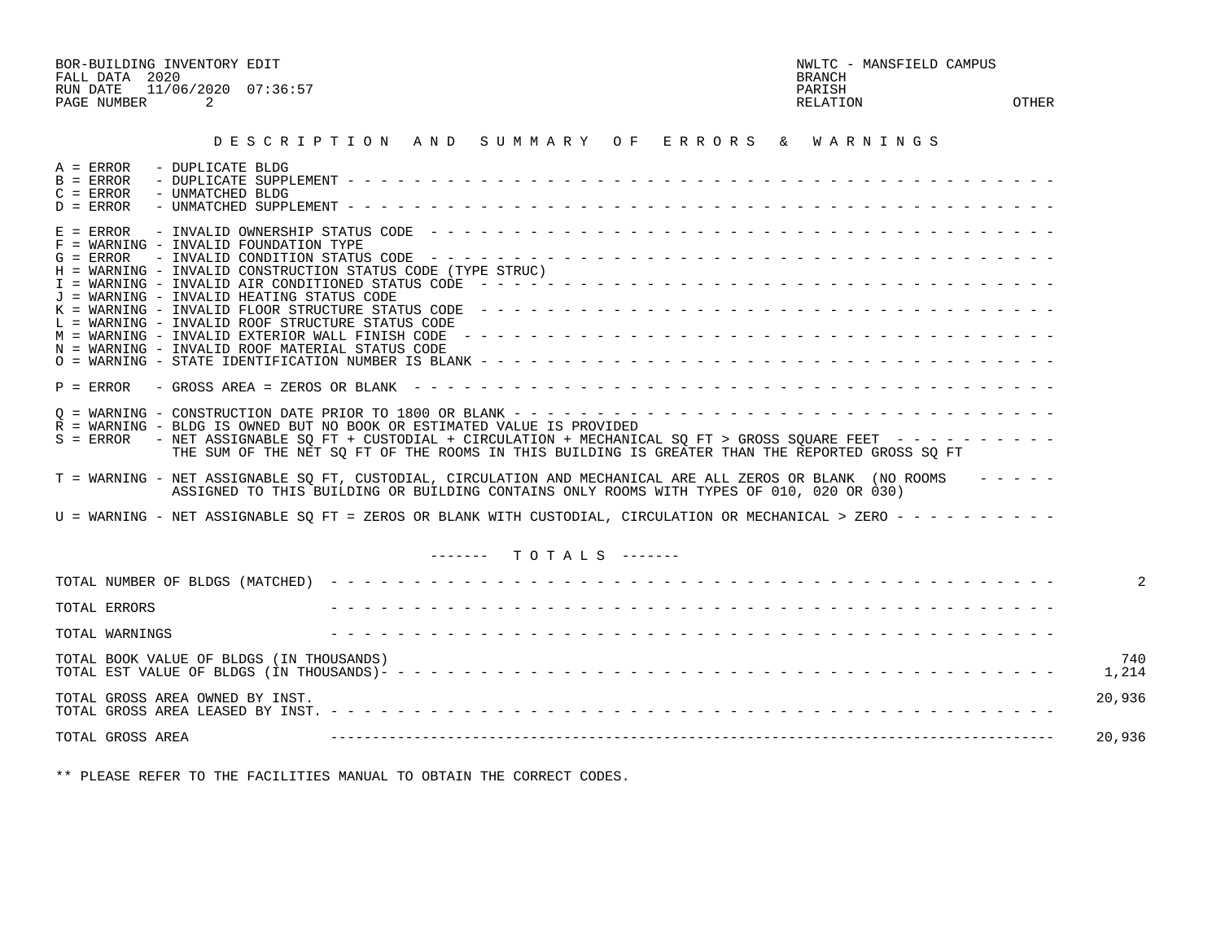BOR-BUILDING INVENTORY EDIT
FALL DATA 2020
RUN DATE 11/06/2020 07:36:57

NWLTC - MANSFIELD CAMPUS
BRANCH
PARISH
RELATION OTHER

## D E S C R I P T I O N   A N D   S U M M A R Y   O F   E R R O R S   &   W A R N I N G S

A = ERROR - DUPLICATE BLDG
B = ERROR - DUPLICATE SUPPLEMENT
C = ERROR - UNMATCHED BLDG
D = ERROR - UNMATCHED SUPPLEMENT

E = ERROR - INVALID OWNERSHIP STATUS CODE
F = WARNING - INVALID FOUNDATION TYPE
G = ERROR - INVALID CONDITION STATUS CODE
H = WARNING - INVALID CONSTRUCTION STATUS CODE (TYPE STRUC)
I = WARNING - INVALID AIR CONDITIONED STATUS CODE
J = WARNING - INVALID HEATING STATUS CODE
K = WARNING - INVALID FLOOR STRUCTURE STATUS CODE
L = WARNING - INVALID ROOF STRUCTURE STATUS CODE
M = WARNING - INVALID EXTERIOR WALL FINISH CODE
N = WARNING - INVALID ROOF MATERIAL STATUS CODE
O = WARNING - STATE IDENTIFICATION NUMBER IS BLANK

P = ERROR - GROSS AREA = ZEROS OR BLANK

Q = WARNING - CONSTRUCTION DATE PRIOR TO 1800 OR BLANK
R = WARNING - BLDG IS OWNED BUT NO BOOK OR ESTIMATED VALUE IS PROVIDED
S = ERROR - NET ASSIGNABLE SQ FT + CUSTODIAL + CIRCULATION + MECHANICAL SQ FT > GROSS SQUARE FEET
THE SUM OF THE NET SQ FT OF THE ROOMS IN THIS BUILDING IS GREATER THAN THE REPORTED GROSS SQ FT

T = WARNING - NET ASSIGNABLE SQ FT, CUSTODIAL, CIRCULATION AND MECHANICAL ARE ALL ZEROS OR BLANK (NO ROOMS ASSIGNED TO THIS BUILDING OR BUILDING CONTAINS ONLY ROOMS WITH TYPES OF 010, 020 OR 030)

U = WARNING - NET ASSIGNABLE SQ FT = ZEROS OR BLANK WITH CUSTODIAL, CIRCULATION OR MECHANICAL > ZERO

## ------- T O T A L S -------

| | |
|---|---|
| TOTAL NUMBER OF BLDGS (MATCHED) | 2 |
| TOTAL ERRORS | |
| TOTAL WARNINGS | |
| TOTAL BOOK VALUE OF BLDGS (IN THOUSANDS) | 740 |
| TOTAL EST VALUE OF BLDGS (IN THOUSANDS) | 1,214 |
| TOTAL GROSS AREA OWNED BY INST. | 20,936 |
| TOTAL GROSS AREA LEASED BY INST. | |
| TOTAL GROSS AREA | 20,936 |

** PLEASE REFER TO THE FACILITIES MANUAL TO OBTAIN THE CORRECT CODES.